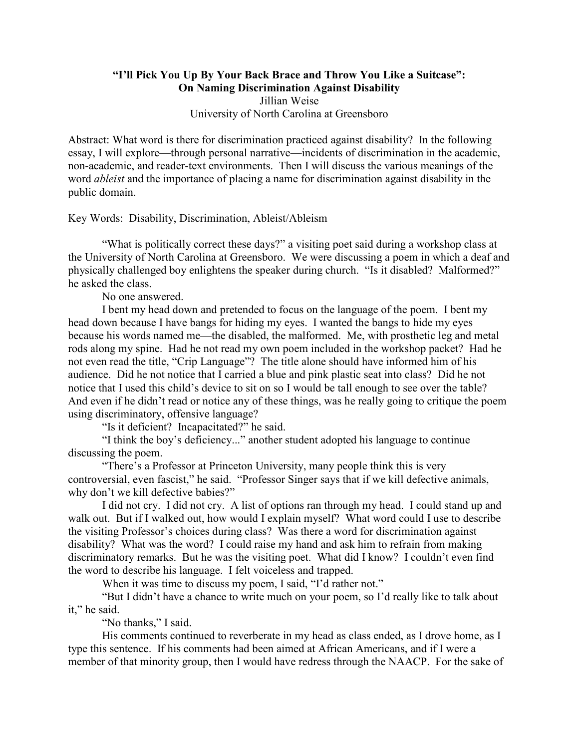# "I'll Pick You Up By Your Back Brace and Throw You Like a Suitcase": On Naming Discrimination Against Disability

Jillian Weise

University of North Carolina at Greensboro

Abstract: What word is there for discrimination practiced against disability? In the following essay, I will explore—through personal narrative—incidents of discrimination in the academic, non-academic, and reader-text environments. Then I will discuss the various meanings of the word *ableist* and the importance of placing a name for discrimination against disability in the public domain.

Key Words: Disability, Discrimination, Ableist/Ableism

"What is politically correct these days?" a visiting poet said during a workshop class at the University of North Carolina at Greensboro. We were discussing a poem in which a deaf and physically challenged boy enlightens the speaker during church. "Is it disabled? Malformed?" he asked the class.

No one answered.

I bent my head down and pretended to focus on the language of the poem. I bent my head down because I have bangs for hiding my eyes. I wanted the bangs to hide my eyes because his words named me—the disabled, the malformed. Me, with prosthetic leg and metal rods along my spine. Had he not read my own poem included in the workshop packet? Had he not even read the title, "Crip Language"? The title alone should have informed him of his audience. Did he not notice that I carried a blue and pink plastic seat into class? Did he not notice that I used this child's device to sit on so I would be tall enough to see over the table? And even if he didn't read or notice any of these things, was he really going to critique the poem using discriminatory, offensive language?

"Is it deficient? Incapacitated?" he said.

"I think the boy's deficiency..." another student adopted his language to continue discussing the poem.

"There's a Professor at Princeton University, many people think this is very controversial, even fascist," he said. "Professor Singer says that if we kill defective animals, why don't we kill defective babies?"

I did not cry. I did not cry. A list of options ran through my head. I could stand up and walk out. But if I walked out, how would I explain myself? What word could I use to describe the visiting Professor's choices during class? Was there a word for discrimination against disability? What was the word? I could raise my hand and ask him to refrain from making discriminatory remarks. But he was the visiting poet. What did I know? I couldn't even find the word to describe his language. I felt voiceless and trapped.

When it was time to discuss my poem, I said, "I'd rather not."

"But I didn't have a chance to write much on your poem, so I'd really like to talk about it," he said.

"No thanks," I said.

His comments continued to reverberate in my head as class ended, as I drove home, as I type this sentence. If his comments had been aimed at African Americans, and if I were a member of that minority group, then I would have redress through the NAACP. For the sake of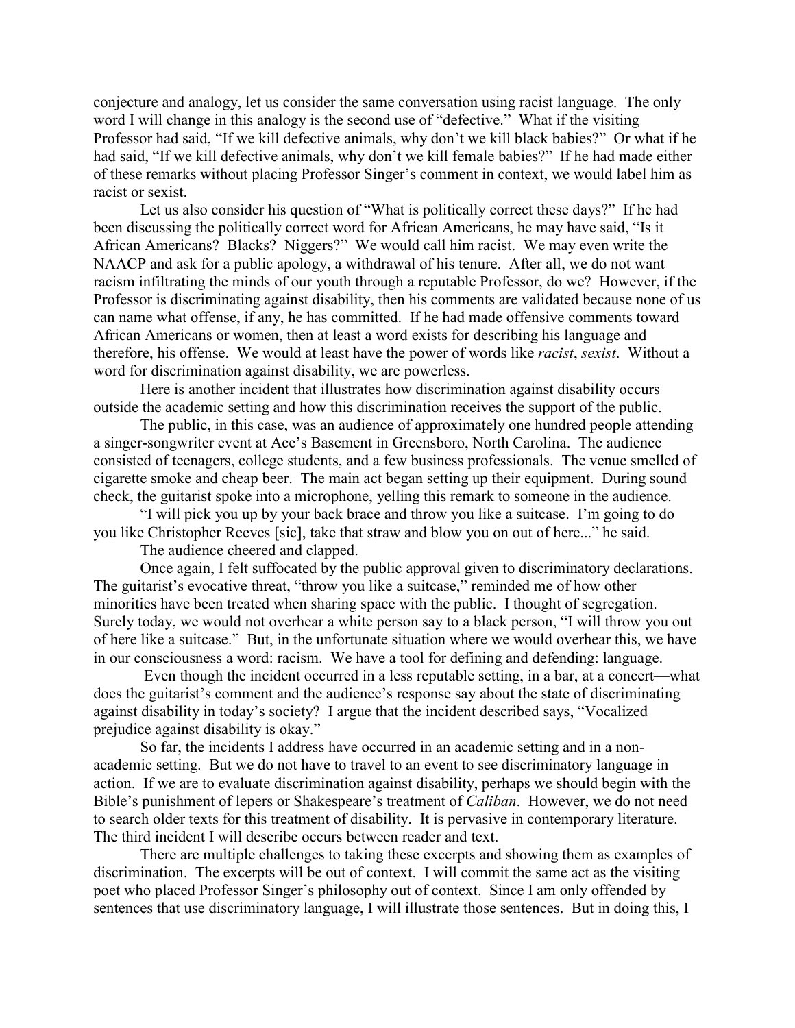conjecture and analogy, let us consider the same conversation using racist language. The only word I will change in this analogy is the second use of "defective." What if the visiting Professor had said, "If we kill defective animals, why don't we kill black babies?" Or what if he had said, "If we kill defective animals, why don't we kill female babies?" If he had made either of these remarks without placing Professor Singer's comment in context, we would label him as racist or sexist.

Let us also consider his question of "What is politically correct these days?" If he had been discussing the politically correct word for African Americans, he may have said, "Is it African Americans? Blacks? Niggers?" We would call him racist. We may even write the NAACP and ask for a public apology, a withdrawal of his tenure. After all, we do not want racism infiltrating the minds of our youth through a reputable Professor, do we? However, if the Professor is discriminating against disability, then his comments are validated because none of us can name what offense, if any, he has committed. If he had made offensive comments toward African Americans or women, then at least a word exists for describing his language and therefore, his offense. We would at least have the power of words like *racist*, *sexist*. Without a word for discrimination against disability, we are powerless.

Here is another incident that illustrates how discrimination against disability occurs outside the academic setting and how this discrimination receives the support of the public.

The public, in this case, was an audience of approximately one hundred people attending a singer-songwriter event at Ace's Basement in Greensboro, North Carolina. The audience consisted of teenagers, college students, and a few business professionals. The venue smelled of cigarette smoke and cheap beer. The main act began setting up their equipment. During sound check, the guitarist spoke into a microphone, yelling this remark to someone in the audience.

"I will pick you up by your back brace and throw you like a suitcase. I'm going to do you like Christopher Reeves [sic], take that straw and blow you on out of here..." he said.

The audience cheered and clapped.

Once again, I felt suffocated by the public approval given to discriminatory declarations. The guitarist's evocative threat, "throw you like a suitcase," reminded me of how other minorities have been treated when sharing space with the public. I thought of segregation. Surely today, we would not overhear a white person say to a black person, "I will throw you out of here like a suitcase." But, in the unfortunate situation where we would overhear this, we have in our consciousness a word: racism. We have a tool for defining and defending: language.

Even though the incident occurred in a less reputable setting, in a bar, at a concert—what does the guitarist's comment and the audience's response say about the state of discriminating against disability in today's society? I argue that the incident described says, "Vocalized prejudice against disability is okay."

So far, the incidents I address have occurred in an academic setting and in a non-academic setting. But we do not have to travel to an event to see discriminatory language in action. If we are to evaluate discrimination against disability, perhaps we should begin with the Bible's punishment of lepers or Shakespeare's treatment of *Caliban*. However, we do not need to search older texts for this treatment of disability. It is pervasive in contemporary literature. The third incident I will describe occurs between reader and text.

There are multiple challenges to taking these excerpts and showing them as examples of discrimination. The excerpts will be out of context. I will commit the same act as the visiting poet who placed Professor Singer's philosophy out of context. Since I am only offended by sentences that use discriminatory language, I will illustrate those sentences. But in doing this, I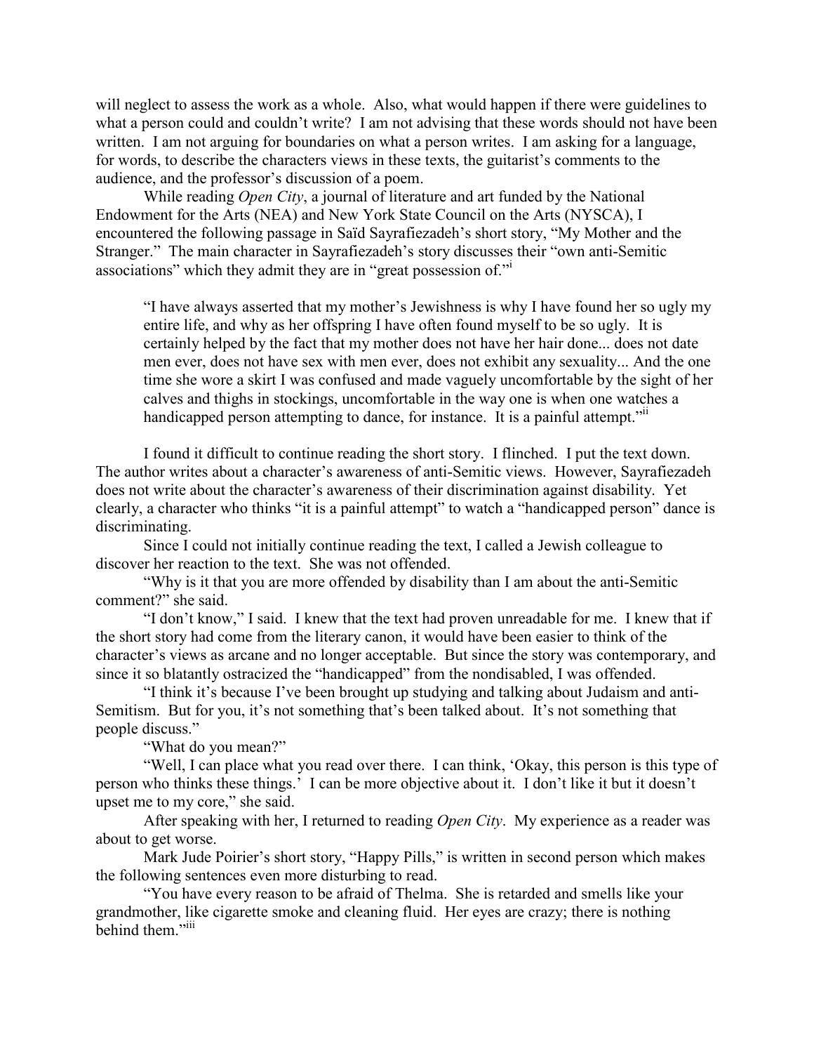will neglect to assess the work as a whole. Also, what would happen if there were guidelines to what a person could and couldn't write? I am not advising that these words should not have been written. I am not arguing for boundaries on what a person writes. I am asking for a language, for words, to describe the characters views in these texts, the guitarist's comments to the audience, and the professor's discussion of a poem.

While reading *Open City*, a journal of literature and art funded by the National Endowment for the Arts (NEA) and New York State Council on the Arts (NYSCA), I encountered the following passage in Saïd Sayrafiezadeh's short story, "My Mother and the Stranger." The main character in Sayrafiezadeh's story discusses their "own anti-Semitic associations" which they admit they are in "great possession of."[i]

> "I have always asserted that my mother's Jewishness is why I have found her so ugly my entire life, and why as her offspring I have often found myself to be so ugly. It is certainly helped by the fact that my mother does not have her hair done... does not date men ever, does not have sex with men ever, does not exhibit any sexuality... And the one time she wore a skirt I was confused and made vaguely uncomfortable by the sight of her calves and thighs in stockings, uncomfortable in the way one is when one watches a handicapped person attempting to dance, for instance. It is a painful attempt."[ii]

I found it difficult to continue reading the short story. I flinched. I put the text down. The author writes about a character's awareness of anti-Semitic views. However, Sayrafiezadeh does not write about the character's awareness of their discrimination against disability. Yet clearly, a character who thinks "it is a painful attempt" to watch a "handicapped person" dance is discriminating.

Since I could not initially continue reading the text, I called a Jewish colleague to discover her reaction to the text. She was not offended.

"Why is it that you are more offended by disability than I am about the anti-Semitic comment?" she said.

"I don't know," I said. I knew that the text had proven unreadable for me. I knew that if the short story had come from the literary canon, it would have been easier to think of the character's views as arcane and no longer acceptable. But since the story was contemporary, and since it so blatantly ostracized the "handicapped" from the nondisabled, I was offended.

"I think it's because I've been brought up studying and talking about Judaism and anti-Semitism. But for you, it's not something that's been talked about. It's not something that people discuss."

"What do you mean?"

"Well, I can place what you read over there. I can think, 'Okay, this person is this type of person who thinks these things.' I can be more objective about it. I don't like it but it doesn't upset me to my core," she said.

After speaking with her, I returned to reading *Open City*. My experience as a reader was about to get worse.

Mark Jude Poirier's short story, "Happy Pills," is written in second person which makes the following sentences even more disturbing to read.

"You have every reason to be afraid of Thelma. She is retarded and smells like your grandmother, like cigarette smoke and cleaning fluid. Her eyes are crazy; there is nothing behind them."[iii]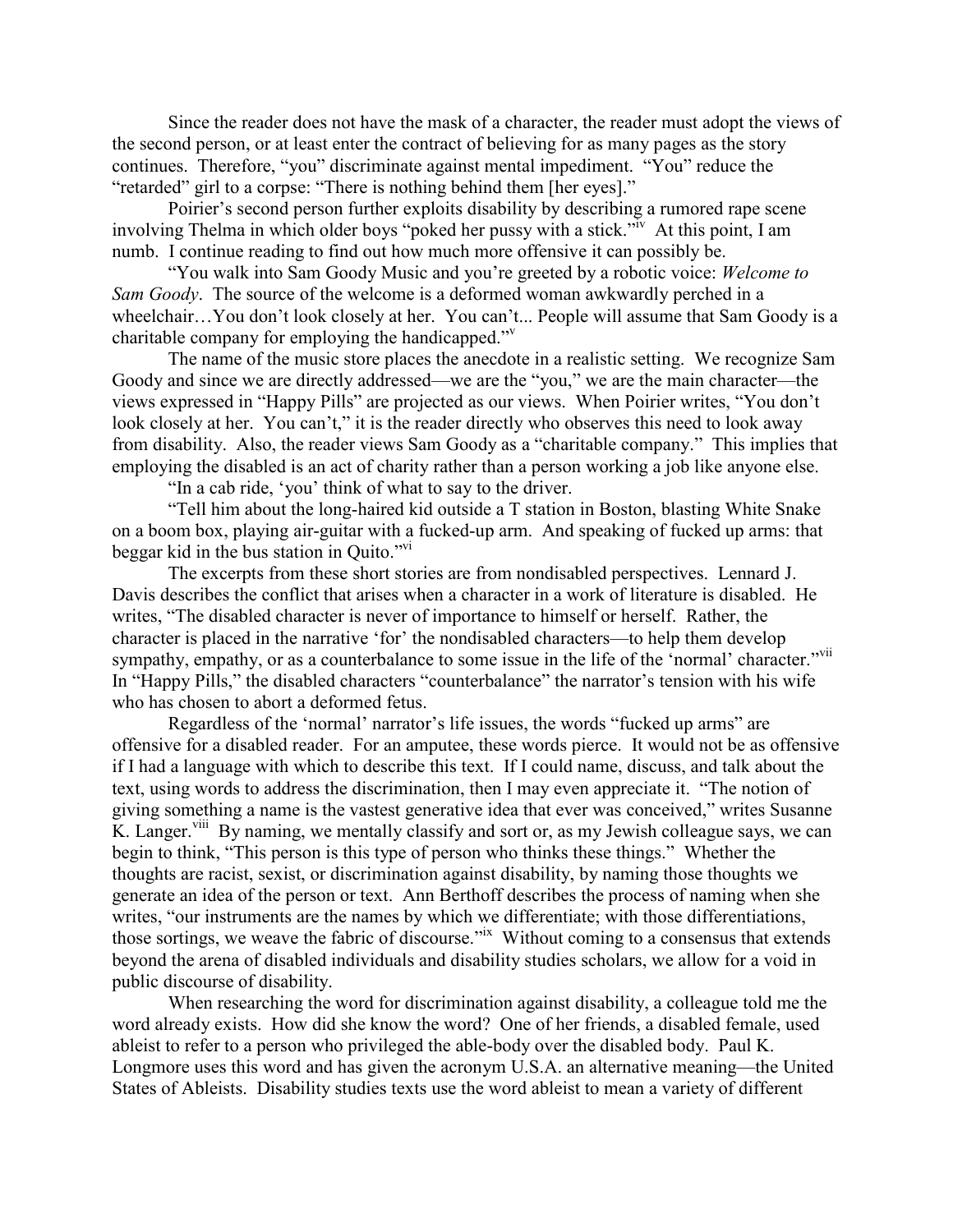Since the reader does not have the mask of a character, the reader must adopt the views of the second person, or at least enter the contract of believing for as many pages as the story continues. Therefore, "you" discriminate against mental impediment. "You" reduce the "retarded" girl to a corpse: "There is nothing behind them [her eyes]."

Poirier's second person further exploits disability by describing a rumored rape scene involving Thelma in which older boys "poked her pussy with a stick."[iv] At this point, I am numb. I continue reading to find out how much more offensive it can possibly be.

"You walk into Sam Goody Music and you're greeted by a robotic voice: *Welcome to Sam Goody*. The source of the welcome is a deformed woman awkwardly perched in a wheelchair…You don't look closely at her. You can't... People will assume that Sam Goody is a charitable company for employing the handicapped."[v]

The name of the music store places the anecdote in a realistic setting. We recognize Sam Goody and since we are directly addressed—we are the "you," we are the main character—the views expressed in "Happy Pills" are projected as our views. When Poirier writes, "You don't look closely at her. You can't," it is the reader directly who observes this need to look away from disability. Also, the reader views Sam Goody as a "charitable company." This implies that employing the disabled is an act of charity rather than a person working a job like anyone else.

"In a cab ride, 'you' think of what to say to the driver.

"Tell him about the long-haired kid outside a T station in Boston, blasting White Snake on a boom box, playing air-guitar with a fucked-up arm. And speaking of fucked up arms: that beggar kid in the bus station in Quito."[vi]

The excerpts from these short stories are from nondisabled perspectives. Lennard J. Davis describes the conflict that arises when a character in a work of literature is disabled. He writes, "The disabled character is never of importance to himself or herself. Rather, the character is placed in the narrative 'for' the nondisabled characters—to help them develop sympathy, empathy, or as a counterbalance to some issue in the life of the 'normal' character."[vii] In "Happy Pills," the disabled characters "counterbalance" the narrator's tension with his wife who has chosen to abort a deformed fetus.

Regardless of the 'normal' narrator's life issues, the words "fucked up arms" are offensive for a disabled reader. For an amputee, these words pierce. It would not be as offensive if I had a language with which to describe this text. If I could name, discuss, and talk about the text, using words to address the discrimination, then I may even appreciate it. "The notion of giving something a name is the vastest generative idea that ever was conceived," writes Susanne K. Langer.[viii] By naming, we mentally classify and sort or, as my Jewish colleague says, we can begin to think, "This person is this type of person who thinks these things." Whether the thoughts are racist, sexist, or discrimination against disability, by naming those thoughts we generate an idea of the person or text. Ann Berthoff describes the process of naming when she writes, "our instruments are the names by which we differentiate; with those differentiations, those sortings, we weave the fabric of discourse."[ix] Without coming to a consensus that extends beyond the arena of disabled individuals and disability studies scholars, we allow for a void in public discourse of disability.

When researching the word for discrimination against disability, a colleague told me the word already exists. How did she know the word? One of her friends, a disabled female, used ableist to refer to a person who privileged the able-body over the disabled body. Paul K. Longmore uses this word and has given the acronym U.S.A. an alternative meaning—the United States of Ableists. Disability studies texts use the word ableist to mean a variety of different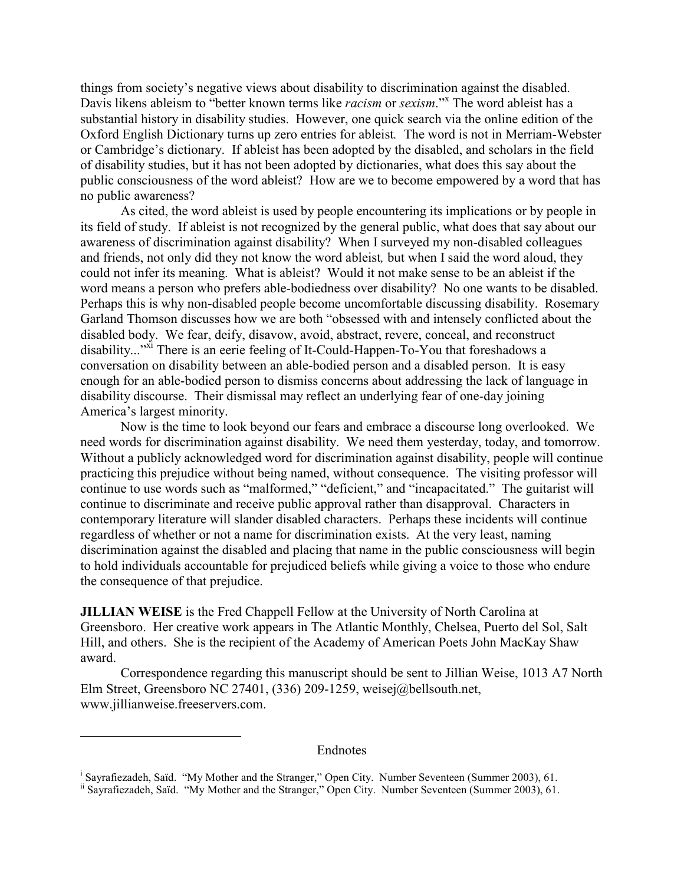things from society's negative views about disability to discrimination against the disabled. Davis likens ableism to "better known terms like *racism* or *sexism*."[x] The word ableist has a substantial history in disability studies. However, one quick search via the online edition of the Oxford English Dictionary turns up zero entries for ableist*.* The word is not in Merriam-Webster or Cambridge's dictionary. If ableist has been adopted by the disabled, and scholars in the field of disability studies, but it has not been adopted by dictionaries, what does this say about the public consciousness of the word ableist? How are we to become empowered by a word that has no public awareness?

As cited, the word ableist is used by people encountering its implications or by people in its field of study. If ableist is not recognized by the general public, what does that say about our awareness of discrimination against disability? When I surveyed my non-disabled colleagues and friends, not only did they not know the word ableist*,* but when I said the word aloud, they could not infer its meaning. What is ableist? Would it not make sense to be an ableist if the word means a person who prefers able-bodiedness over disability? No one wants to be disabled. Perhaps this is why non-disabled people become uncomfortable discussing disability. Rosemary Garland Thomson discusses how we are both "obsessed with and intensely conflicted about the disabled body. We fear, deify, disavow, avoid, abstract, revere, conceal, and reconstruct disability..."[xi] There is an eerie feeling of It-Could-Happen-To-You that foreshadows a conversation on disability between an able-bodied person and a disabled person. It is easy enough for an able-bodied person to dismiss concerns about addressing the lack of language in disability discourse. Their dismissal may reflect an underlying fear of one-day joining America's largest minority.

Now is the time to look beyond our fears and embrace a discourse long overlooked. We need words for discrimination against disability. We need them yesterday, today, and tomorrow. Without a publicly acknowledged word for discrimination against disability, people will continue practicing this prejudice without being named, without consequence. The visiting professor will continue to use words such as "malformed," "deficient," and "incapacitated." The guitarist will continue to discriminate and receive public approval rather than disapproval. Characters in contemporary literature will slander disabled characters. Perhaps these incidents will continue regardless of whether or not a name for discrimination exists. At the very least, naming discrimination against the disabled and placing that name in the public consciousness will begin to hold individuals accountable for prejudiced beliefs while giving a voice to those who endure the consequence of that prejudice.

**JILLIAN WEISE** is the Fred Chappell Fellow at the University of North Carolina at Greensboro. Her creative work appears in The Atlantic Monthly, Chelsea, Puerto del Sol, Salt Hill, and others. She is the recipient of the Academy of American Poets John MacKay Shaw award.

Correspondence regarding this manuscript should be sent to Jillian Weise, 1013 A7 North Elm Street, Greensboro NC 27401, (336) 209-1259, weisej@bellsouth.net, www.jillianweise.freeservers.com.

---

Endnotes

[i] Sayrafiezadeh, Saïd. "My Mother and the Stranger," Open City. Number Seventeen (Summer 2003), 61.

[ii] Sayrafiezadeh, Saïd. "My Mother and the Stranger," Open City. Number Seventeen (Summer 2003), 61.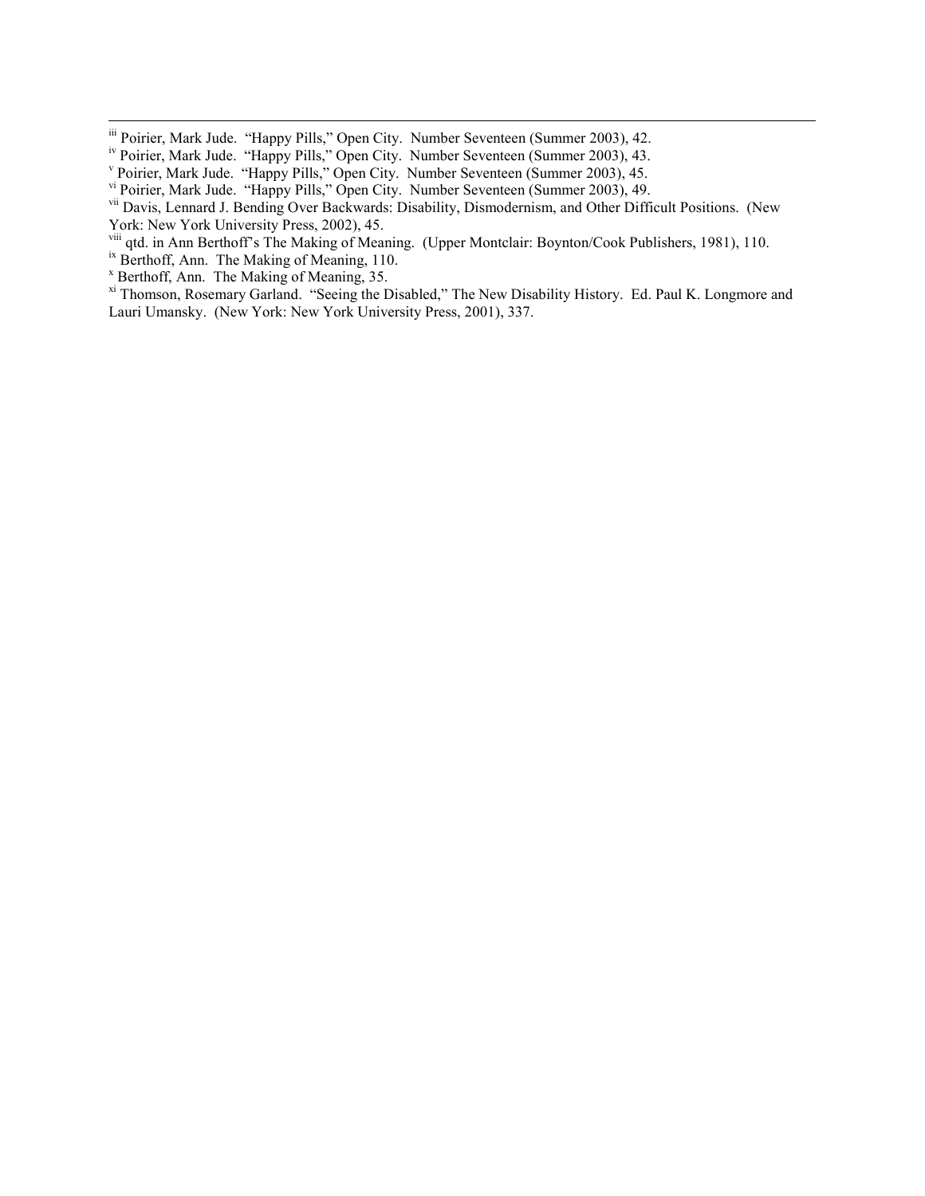[iii] Poirier, Mark Jude. "Happy Pills," Open City. Number Seventeen (Summer 2003), 42.

[iv] Poirier, Mark Jude. "Happy Pills," Open City. Number Seventeen (Summer 2003), 43.

[v] Poirier, Mark Jude. "Happy Pills," Open City. Number Seventeen (Summer 2003), 45.

[vi] Poirier, Mark Jude. "Happy Pills," Open City. Number Seventeen (Summer 2003), 49.

[vii] Davis, Lennard J. Bending Over Backwards: Disability, Dismodernism, and Other Difficult Positions. (New York: New York University Press, 2002), 45.

[viii] qtd. in Ann Berthoff's The Making of Meaning. (Upper Montclair: Boynton/Cook Publishers, 1981), 110.

[ix] Berthoff, Ann. The Making of Meaning, 110.

[x] Berthoff, Ann. The Making of Meaning, 35.

[xi] Thomson, Rosemary Garland. "Seeing the Disabled," The New Disability History. Ed. Paul K. Longmore and Lauri Umansky. (New York: New York University Press, 2001), 337.